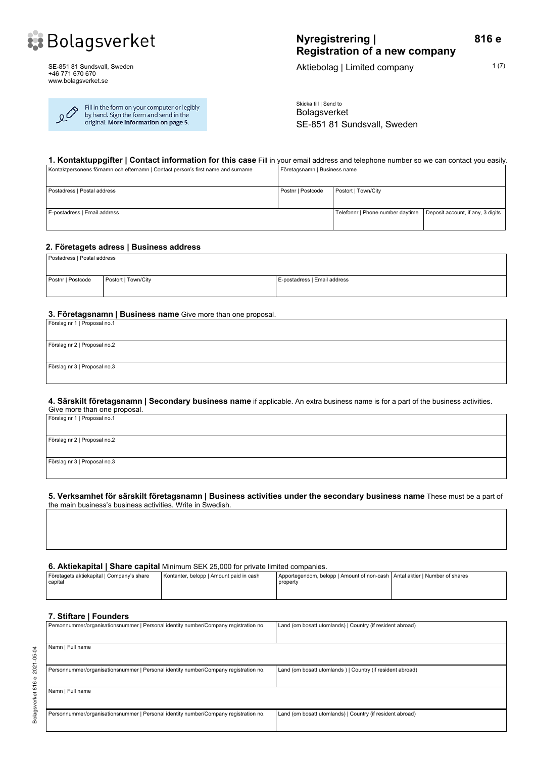Bolagsverket

SE-851 81 Sundsvall, Sweden
+46 771 670 670
www.bolagsverket.se

Fill in the form on your computer or legibly by hand. Sign the form and send in the original. **More information on page 5**.

# Nyregistrering | Registration of a new company

**816 e**

Aktiebolag | Limited company

Skicka till | Send to
Bolagsverket
SE-851 81 Sundsvall, Sweden

### 1. Kontaktuppgifter | Contact information for this case
Fill in your email address and telephone number so we can contact you easily.

| Kontaktpersonens förnamn och efternamn \| Contact person's first name and surname | | Företagsnamn \| Business name | |
|---|---|---|---|
| Postadress \| Postal address | Postnr \| Postcode | Postort \| Town/City | |
| E-postadress \| Email address | | Telefonnr \| Phone number daytime | Deposit account, if any, 3 digits |

### 2. Företagets adress | Business address

| Postadress \| Postal address | | |
|---|---|---|
| Postnr \| Postcode | Postort \| Town/City | E-postadress \| Email address |

### 3. Företagsnamn | Business name
Give more than one proposal.

| Förslag nr 1 \| Proposal no.1 |
|---|
| Förslag nr 2 \| Proposal no.2 |
| Förslag nr 3 \| Proposal no.3 |

### 4. Särskilt företagsnamn | Secondary business name
if applicable. An extra business name is for a part of the business activities. Give more than one proposal.

| Förslag nr 1 \| Proposal no.1 |
|---|
| Förslag nr 2 \| Proposal no.2 |
| Förslag nr 3 \| Proposal no.3 |

### 5. Verksamhet för särskilt företagsnamn | Business activities under the secondary business name
These must be a part of the main business's business activities. Write in Swedish.

### 6. Aktiekapital | Share capital
Minimum SEK 25,000 for private limited companies.

| Företagets aktiekapital \| Company's share capital | Kontanter, belopp \| Amount paid in cash | Apportegendom, belopp \| Amount of non-cash property | Antal aktier \| Number of shares |
|---|---|---|---|
| | | | |

### 7. Stiftare | Founders

| Personnummer/organisationsnummer \| Personal identity number/Company registration no. | Land (om bosatt utomlands) \| Country (if resident abroad) |
|---|---|
| Namn \| Full name | |
| Personnummer/organisationsnummer \| Personal identity number/Company registration no. | Land (om bosatt utomlands ) \| Country (if resident abroad) |
| Namn \| Full name | |
| Personnummer/organisationsnummer \| Personal identity number/Company registration no. | Land (om bosatt utomlands) \| Country (if resident abroad) |

Bolagsverket 816 e 2021-05-04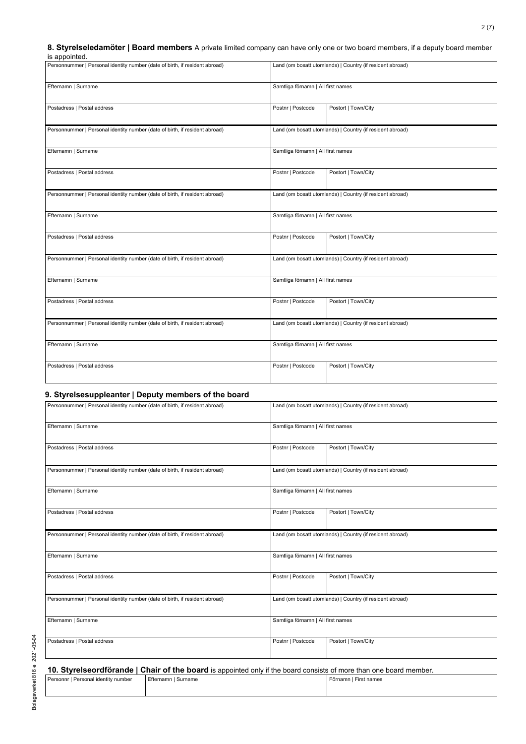## 8. Styrelseledamöter | Board members

A private limited company can have only one or two board members, if a deputy board member is appointed.

| Personnummer \| Personal identity number (date of birth, if resident abroad) | Land (om bosatt utomlands) \| Country (if resident abroad) | |
|---|---|---|
| Efternamn \| Surname | Samtliga förnamn \| All first names | |
| Postadress \| Postal address | Postnr \| Postcode | Postort \| Town/City |

| Personnummer \| Personal identity number (date of birth, if resident abroad) | Land (om bosatt utomlands) \| Country (if resident abroad) | |
|---|---|---|
| Efternamn \| Surname | Samtliga förnamn \| All first names | |
| Postadress \| Postal address | Postnr \| Postcode | Postort \| Town/City |

| Personnummer \| Personal identity number (date of birth, if resident abroad) | Land (om bosatt utomlands) \| Country (if resident abroad) | |
|---|---|---|
| Efternamn \| Surname | Samtliga förnamn \| All first names | |
| Postadress \| Postal address | Postnr \| Postcode | Postort \| Town/City |

| Personnummer \| Personal identity number (date of birth, if resident abroad) | Land (om bosatt utomlands) \| Country (if resident abroad) | |
|---|---|---|
| Efternamn \| Surname | Samtliga förnamn \| All first names | |
| Postadress \| Postal address | Postnr \| Postcode | Postort \| Town/City |

| Personnummer \| Personal identity number (date of birth, if resident abroad) | Land (om bosatt utomlands) \| Country (if resident abroad) | |
|---|---|---|
| Efternamn \| Surname | Samtliga förnamn \| All first names | |
| Postadress \| Postal address | Postnr \| Postcode | Postort \| Town/City |

## 9. Styrelsesuppleanter | Deputy members of the board

| Personnummer \| Personal identity number (date of birth, if resident abroad) | Land (om bosatt utomlands) \| Country (if resident abroad) | |
|---|---|---|
| Efternamn \| Surname | Samtliga förnamn \| All first names | |
| Postadress \| Postal address | Postnr \| Postcode | Postort \| Town/City |

| Personnummer \| Personal identity number (date of birth, if resident abroad) | Land (om bosatt utomlands) \| Country (if resident abroad) | |
|---|---|---|
| Efternamn \| Surname | Samtliga förnamn \| All first names | |
| Postadress \| Postal address | Postnr \| Postcode | Postort \| Town/City |

| Personnummer \| Personal identity number (date of birth, if resident abroad) | Land (om bosatt utomlands) \| Country (if resident abroad) | |
|---|---|---|
| Efternamn \| Surname | Samtliga förnamn \| All first names | |
| Postadress \| Postal address | Postnr \| Postcode | Postort \| Town/City |

| Personnummer \| Personal identity number (date of birth, if resident abroad) | Land (om bosatt utomlands) \| Country (if resident abroad) | |
|---|---|---|
| Efternamn \| Surname | Samtliga förnamn \| All first names | |
| Postadress \| Postal address | Postnr \| Postcode | Postort \| Town/City |

## 10. Styrelseordförande | Chair of the board

is appointed only if the board consists of more than one board member.

| Personnr \| Personal identity number | Efternamn \| Surname | Förnamn \| First names |
|---|---|---|
| | | |

Bolagsverket 816 e 2021-05-04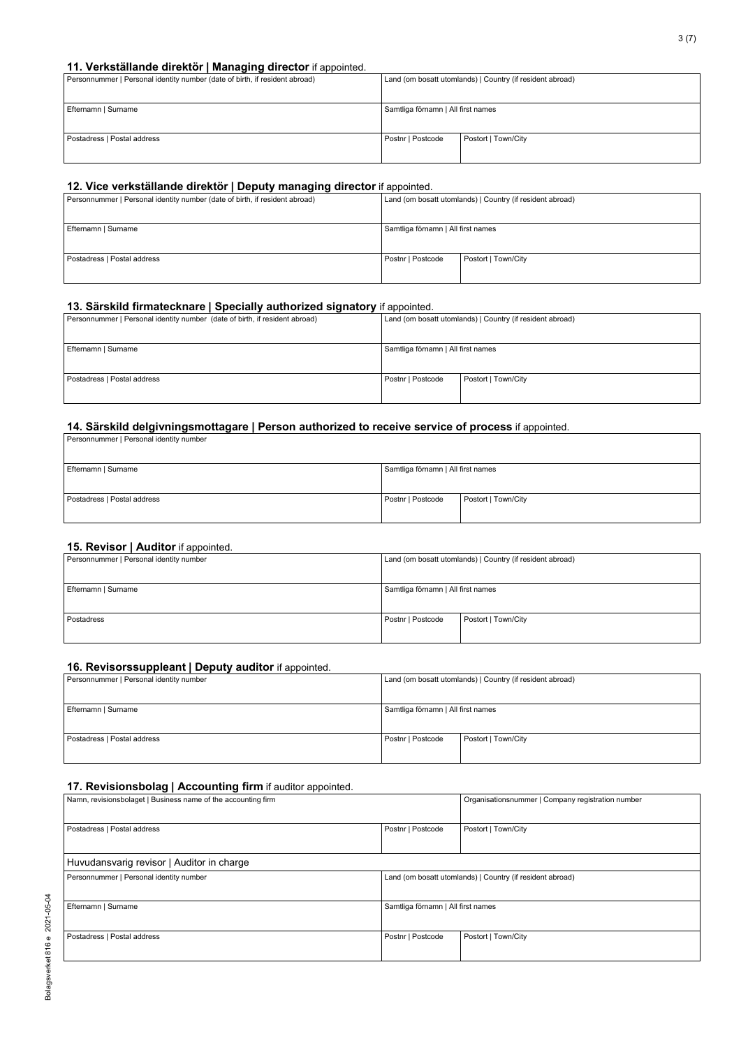## 11. Verkställande direktör | Managing director if appointed.

| Personnummer \| Personal identity number (date of birth, if resident abroad) | Land (om bosatt utomlands) \| Country (if resident abroad) | |
|---|---|---|
| Efternamn \| Surname | Samtliga förnamn \| All first names | |
| Postadress \| Postal address | Postnr \| Postcode | Postort \| Town/City |

## 12. Vice verkställande direktör | Deputy managing director if appointed.

| Personnummer \| Personal identity number (date of birth, if resident abroad) | Land (om bosatt utomlands) \| Country (if resident abroad) | |
|---|---|---|
| Efternamn \| Surname | Samtliga förnamn \| All first names | |
| Postadress \| Postal address | Postnr \| Postcode | Postort \| Town/City |

## 13. Särskild firmatecknare | Specially authorized signatory if appointed.

| Personnummer \| Personal identity number (date of birth, if resident abroad) | Land (om bosatt utomlands) \| Country (if resident abroad) | |
|---|---|---|
| Efternamn \| Surname | Samtliga förnamn \| All first names | |
| Postadress \| Postal address | Postnr \| Postcode | Postort \| Town/City |

## 14. Särskild delgivningsmottagare | Person authorized to receive service of process if appointed.

| Personnummer \| Personal identity number | | |
|---|---|---|
| Efternamn \| Surname | Samtliga förnamn \| All first names | |
| Postadress \| Postal address | Postnr \| Postcode | Postort \| Town/City |

## 15. Revisor | Auditor if appointed.

| Personnummer \| Personal identity number | Land (om bosatt utomlands) \| Country (if resident abroad) | |
|---|---|---|
| Efternamn \| Surname | Samtliga förnamn \| All first names | |
| Postadress | Postnr \| Postcode | Postort \| Town/City |

## 16. Revisorssuppleant | Deputy auditor if appointed.

| Personnummer \| Personal identity number | Land (om bosatt utomlands) \| Country (if resident abroad) | |
|---|---|---|
| Efternamn \| Surname | Samtliga förnamn \| All first names | |
| Postadress \| Postal address | Postnr \| Postcode | Postort \| Town/City |

## 17. Revisionsbolag | Accounting firm if auditor appointed.

| Namn, revisionsbolaget \| Business name of the accounting firm | | Organisationsnummer \| Company registration number |
|---|---|---|
| Postadress \| Postal address | Postnr \| Postcode | Postort \| Town/City |
| **Huvudansvarig revisor \| Auditor in charge** | | |
| Personnummer \| Personal identity number | Land (om bosatt utomlands) \| Country (if resident abroad) | |
| Efternamn \| Surname | Samtliga förnamn \| All first names | |
| Postadress \| Postal address | Postnr \| Postcode | Postort \| Town/City |

Bolagsverket 816 e 2021-05-04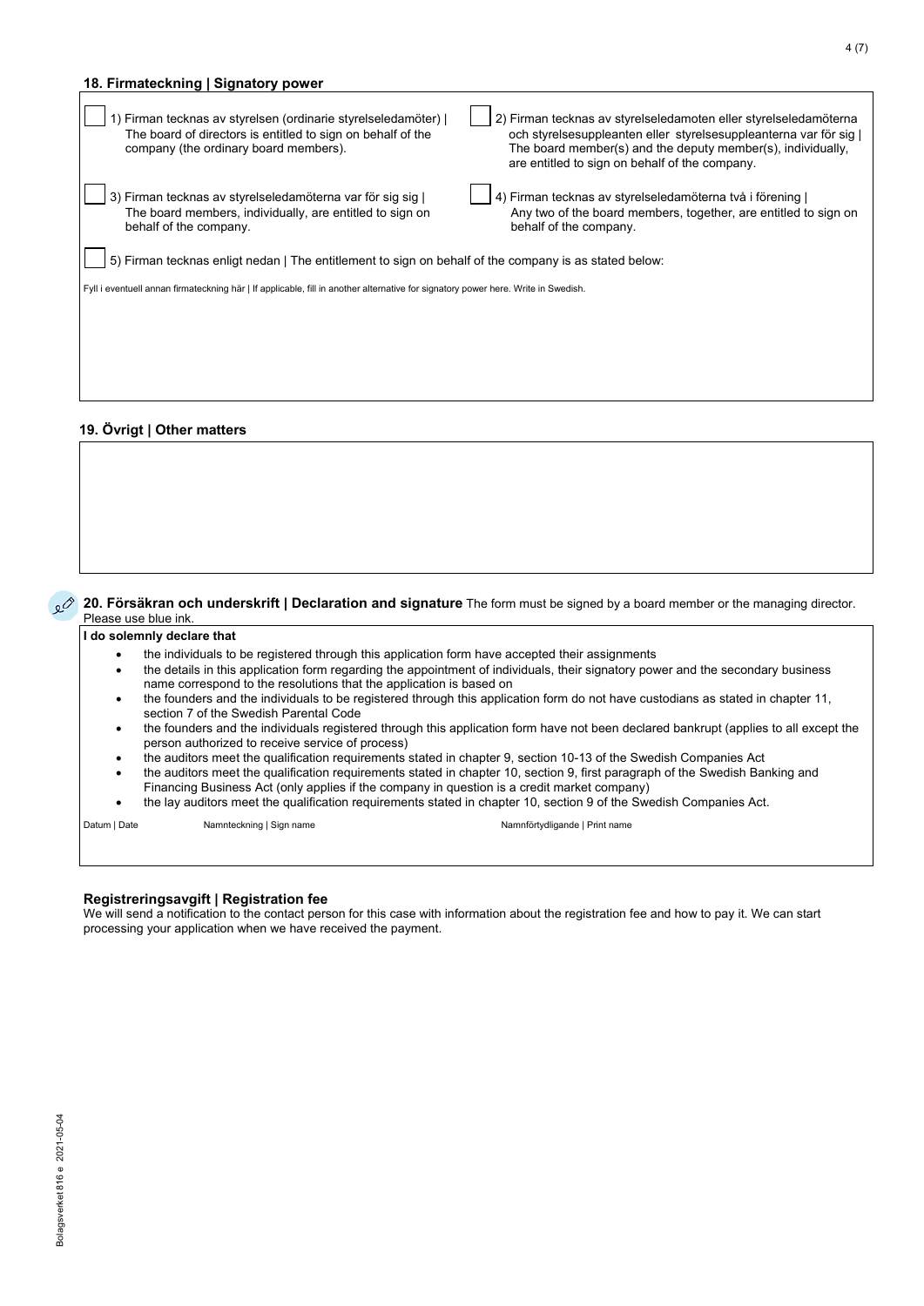## 18. Firmateckning | Signatory power

- [ ] 1) Firman tecknas av styrelsen (ordinarie styrelseledamöter) | The board of directors is entitled to sign on behalf of the company (the ordinary board members).
- [ ] 2) Firman tecknas av styrelseledamoten eller styrelseledamöterna och styrelsesuppleanten eller styrelsesuppleanterna var för sig | The board member(s) and the deputy member(s), individually, are entitled to sign on behalf of the company.
- [ ] 3) Firman tecknas av styrelseledamöterna var för sig sig | The board members, individually, are entitled to sign on behalf of the company.
- [ ] 4) Firman tecknas av styrelseledamöterna två i förening | Any two of the board members, together, are entitled to sign on behalf of the company.
- [ ] 5) Firman tecknas enligt nedan | The entitlement to sign on behalf of the company is as stated below:

Fyll i eventuell annan firmateckning här | If applicable, fill in another alternative for signatory power here. Write in Swedish.

## 19. Övrigt | Other matters

## 20. Försäkran och underskrift | Declaration and signature

The form must be signed by a board member or the managing director. Please use blue ink.

**I do solemnly declare that**

- the individuals to be registered through this application form have accepted their assignments
- the details in this application form regarding the appointment of individuals, their signatory power and the secondary business name correspond to the resolutions that the application is based on
- the founders and the individuals to be registered through this application form do not have custodians as stated in chapter 11, section 7 of the Swedish Parental Code
- the founders and the individuals registered through this application form have not been declared bankrupt (applies to all except the person authorized to receive service of process)
- the auditors meet the qualification requirements stated in chapter 9, section 10-13 of the Swedish Companies Act
- the auditors meet the qualification requirements stated in chapter 10, section 9, first paragraph of the Swedish Banking and Financing Business Act (only applies if the company in question is a credit market company)
- the lay auditors meet the qualification requirements stated in chapter 10, section 9 of the Swedish Companies Act.

| Datum \| Date | Namnteckning \| Sign name | Namnförtydligande \| Print name |
|---|---|---|
| | | |

### Registreringsavgift | Registration fee

We will send a notification to the contact person for this case with information about the registration fee and how to pay it. We can start processing your application when we have received the payment.

Bolagsverket 816 e 2021-05-04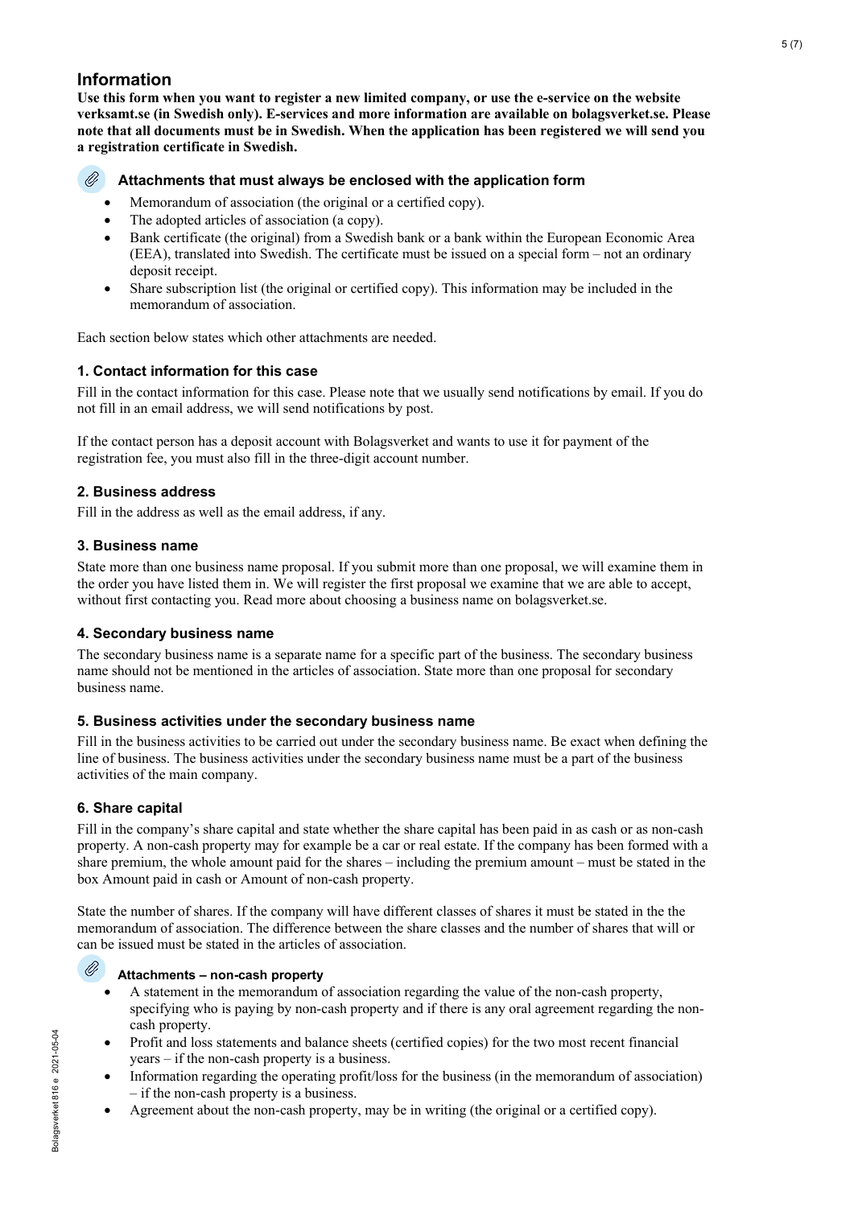## Information

**Use this form when you want to register a new limited company, or use the e-service on the website verksamt.se (in Swedish only). E-services and more information are available on bolagsverket.se. Please note that all documents must be in Swedish. When the application has been registered we will send you a registration certificate in Swedish.**

#### Attachments that must always be enclosed with the application form

- Memorandum of association (the original or a certified copy).
- The adopted articles of association (a copy).
- Bank certificate (the original) from a Swedish bank or a bank within the European Economic Area (EEA), translated into Swedish. The certificate must be issued on a special form – not an ordinary deposit receipt.
- Share subscription list (the original or certified copy). This information may be included in the memorandum of association.

Each section below states which other attachments are needed.

### 1. Contact information for this case

Fill in the contact information for this case. Please note that we usually send notifications by email. If you do not fill in an email address, we will send notifications by post.

If the contact person has a deposit account with Bolagsverket and wants to use it for payment of the registration fee, you must also fill in the three-digit account number.

### 2. Business address

Fill in the address as well as the email address, if any.

### 3. Business name

State more than one business name proposal. If you submit more than one proposal, we will examine them in the order you have listed them in. We will register the first proposal we examine that we are able to accept, without first contacting you. Read more about choosing a business name on bolagsverket.se.

### 4. Secondary business name

The secondary business name is a separate name for a specific part of the business. The secondary business name should not be mentioned in the articles of association. State more than one proposal for secondary business name.

### 5. Business activities under the secondary business name

Fill in the business activities to be carried out under the secondary business name. Be exact when defining the line of business. The business activities under the secondary business name must be a part of the business activities of the main company.

### 6. Share capital

Fill in the company's share capital and state whether the share capital has been paid in as cash or as non-cash property. A non-cash property may for example be a car or real estate. If the company has been formed with a share premium, the whole amount paid for the shares – including the premium amount – must be stated in the box Amount paid in cash or Amount of non-cash property.

State the number of shares. If the company will have different classes of shares it must be stated in the the memorandum of association. The difference between the share classes and the number of shares that will or can be issued must be stated in the articles of association.

#### Attachments – non-cash property

- A statement in the memorandum of association regarding the value of the non-cash property, specifying who is paying by non-cash property and if there is any oral agreement regarding the non-cash property.
- Profit and loss statements and balance sheets (certified copies) for the two most recent financial years – if the non-cash property is a business.
- Information regarding the operating profit/loss for the business (in the memorandum of association) – if the non-cash property is a business.
- Agreement about the non-cash property, may be in writing (the original or a certified copy).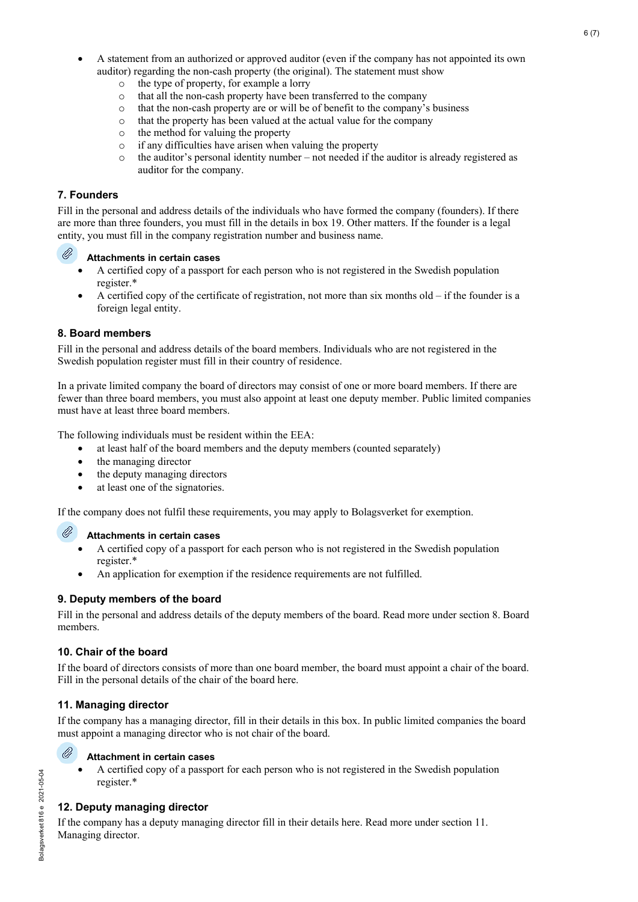- A statement from an authorized or approved auditor (even if the company has not appointed its own auditor) regarding the non-cash property (the original). The statement must show
  - the type of property, for example a lorry
  - that all the non-cash property have been transferred to the company
  - that the non-cash property are or will be of benefit to the company's business
  - that the property has been valued at the actual value for the company
  - the method for valuing the property
  - if any difficulties have arisen when valuing the property
  - the auditor's personal identity number – not needed if the auditor is already registered as auditor for the company.

### 7. Founders

Fill in the personal and address details of the individuals who have formed the company (founders). If there are more than three founders, you must fill in the details in box 19. Other matters. If the founder is a legal entity, you must fill in the company registration number and business name.

#### Attachments in certain cases

- A certified copy of a passport for each person who is not registered in the Swedish population register.*
- A certified copy of the certificate of registration, not more than six months old – if the founder is a foreign legal entity.

### 8. Board members

Fill in the personal and address details of the board members. Individuals who are not registered in the Swedish population register must fill in their country of residence.

In a private limited company the board of directors may consist of one or more board members. If there are fewer than three board members, you must also appoint at least one deputy member. Public limited companies must have at least three board members.

The following individuals must be resident within the EEA:

- at least half of the board members and the deputy members (counted separately)
- the managing director
- the deputy managing directors
- at least one of the signatories.

If the company does not fulfil these requirements, you may apply to Bolagsverket for exemption.

#### Attachments in certain cases

- A certified copy of a passport for each person who is not registered in the Swedish population register.*
- An application for exemption if the residence requirements are not fulfilled.

### 9. Deputy members of the board

Fill in the personal and address details of the deputy members of the board. Read more under section 8. Board members.

### 10. Chair of the board

If the board of directors consists of more than one board member, the board must appoint a chair of the board. Fill in the personal details of the chair of the board here.

### 11. Managing director

If the company has a managing director, fill in their details in this box. In public limited companies the board must appoint a managing director who is not chair of the board.

#### Attachment in certain cases

- A certified copy of a passport for each person who is not registered in the Swedish population register.*

### 12. Deputy managing director

If the company has a deputy managing director fill in their details here. Read more under section 11. Managing director.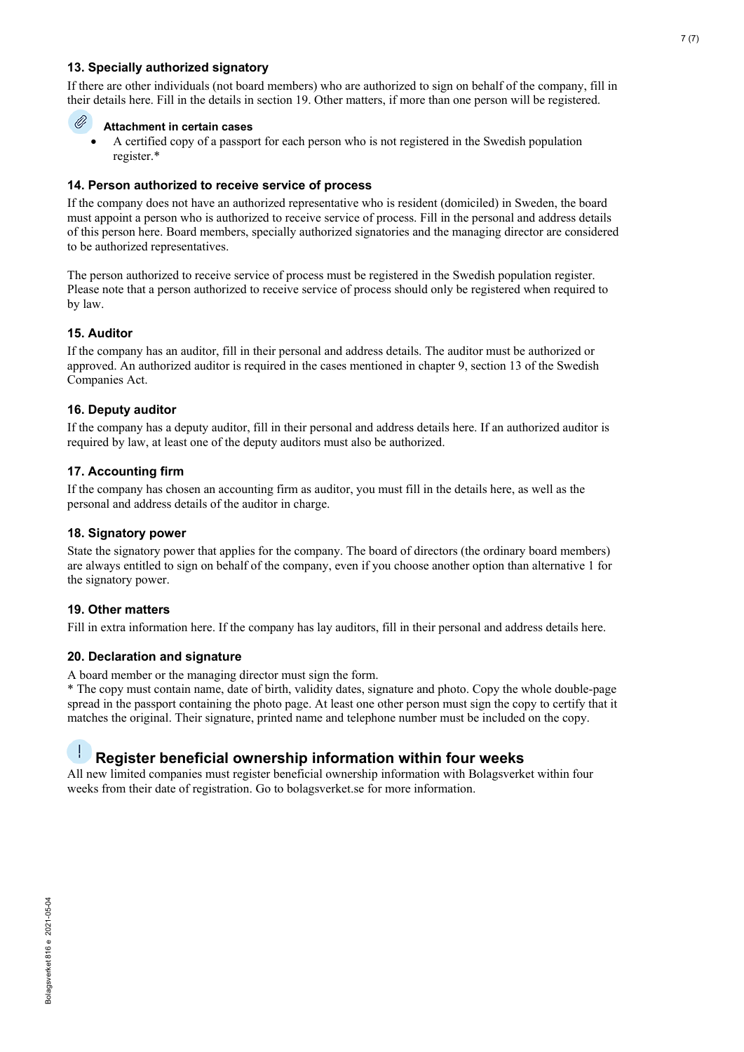### 13. Specially authorized signatory

If there are other individuals (not board members) who are authorized to sign on behalf of the company, fill in their details here. Fill in the details in section 19. Other matters, if more than one person will be registered.

**Attachment in certain cases**

- A certified copy of a passport for each person who is not registered in the Swedish population register.*

### 14. Person authorized to receive service of process

If the company does not have an authorized representative who is resident (domiciled) in Sweden, the board must appoint a person who is authorized to receive service of process. Fill in the personal and address details of this person here. Board members, specially authorized signatories and the managing director are considered to be authorized representatives.

The person authorized to receive service of process must be registered in the Swedish population register. Please note that a person authorized to receive service of process should only be registered when required to by law.

### 15. Auditor

If the company has an auditor, fill in their personal and address details. The auditor must be authorized or approved. An authorized auditor is required in the cases mentioned in chapter 9, section 13 of the Swedish Companies Act.

### 16. Deputy auditor

If the company has a deputy auditor, fill in their personal and address details here. If an authorized auditor is required by law, at least one of the deputy auditors must also be authorized.

### 17. Accounting firm

If the company has chosen an accounting firm as auditor, you must fill in the details here, as well as the personal and address details of the auditor in charge.

### 18. Signatory power

State the signatory power that applies for the company. The board of directors (the ordinary board members) are always entitled to sign on behalf of the company, even if you choose another option than alternative 1 for the signatory power.

### 19. Other matters

Fill in extra information here. If the company has lay auditors, fill in their personal and address details here.

### 20. Declaration and signature

A board member or the managing director must sign the form.

* The copy must contain name, date of birth, validity dates, signature and photo. Copy the whole double-page spread in the passport containing the photo page. At least one other person must sign the copy to certify that it matches the original. Their signature, printed name and telephone number must be included on the copy.

## Register beneficial ownership information within four weeks

All new limited companies must register beneficial ownership information with Bolagsverket within four weeks from their date of registration. Go to bolagsverket.se for more information.

Bolagsverket 816 e 2021-05-04